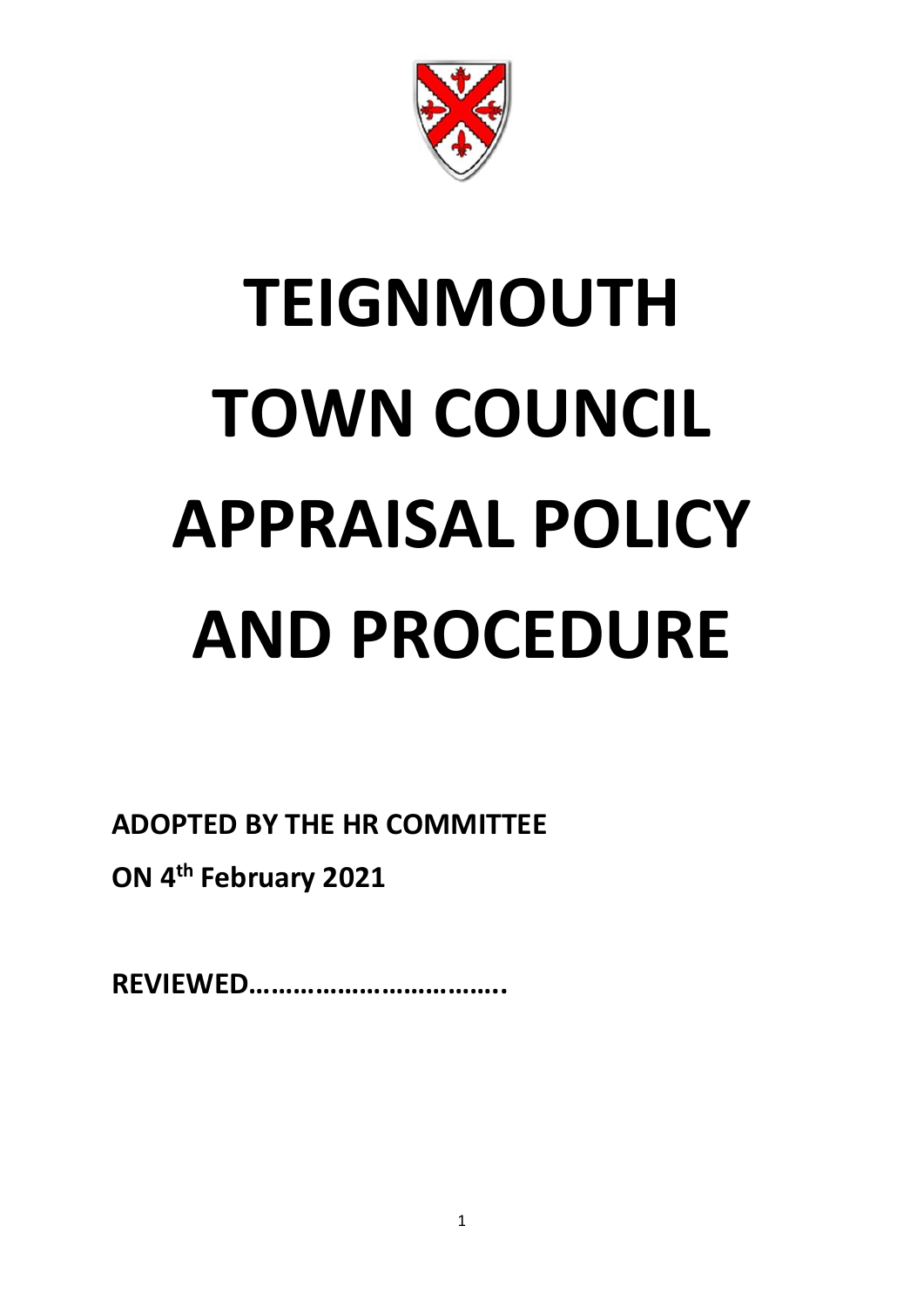# TEIGNMOUTH TOWN COUNCIL APPRAISAL POLICY AND PROCEDURE

**ADOPTED BY THE HR COMMITTEE**

**ON 4th February 2021**

**REVIEWED…………………………….**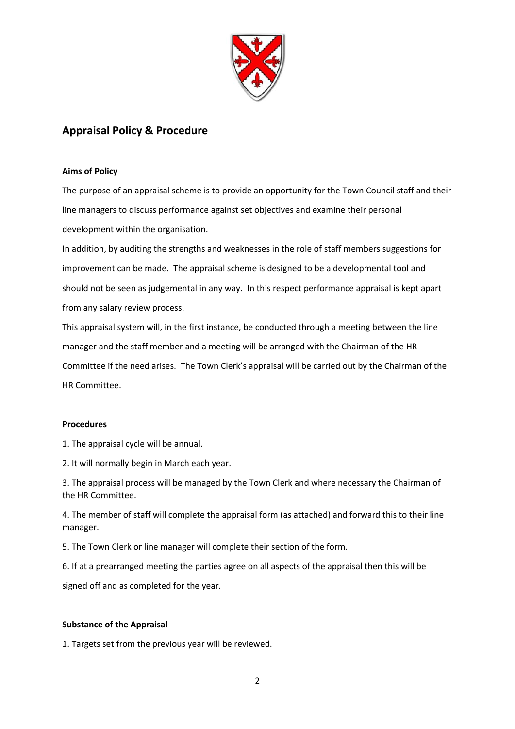## Appraisal Policy & Procedure

**Aims of Policy**

The purpose of an appraisal scheme is to provide an opportunity for the Town Council staff and their line managers to discuss performance against set objectives and examine their personal development within the organisation.

In addition, by auditing the strengths and weaknesses in the role of staff members suggestions for improvement can be made. The appraisal scheme is designed to be a developmental tool and should not be seen as judgemental in any way. In this respect performance appraisal is kept apart from any salary review process.

This appraisal system will, in the first instance, be conducted through a meeting between the line manager and the staff member and a meeting will be arranged with the Chairman of the HR Committee if the need arises. The Town Clerk's appraisal will be carried out by the Chairman of the HR Committee.

**Procedures**

1. The appraisal cycle will be annual.
2. It will normally begin in March each year.
3. The appraisal process will be managed by the Town Clerk and where necessary the Chairman of the HR Committee.
4. The member of staff will complete the appraisal form (as attached) and forward this to their line manager.
5. The Town Clerk or line manager will complete their section of the form.
6. If at a prearranged meeting the parties agree on all aspects of the appraisal then this will be signed off and as completed for the year.

**Substance of the Appraisal**

1. Targets set from the previous year will be reviewed.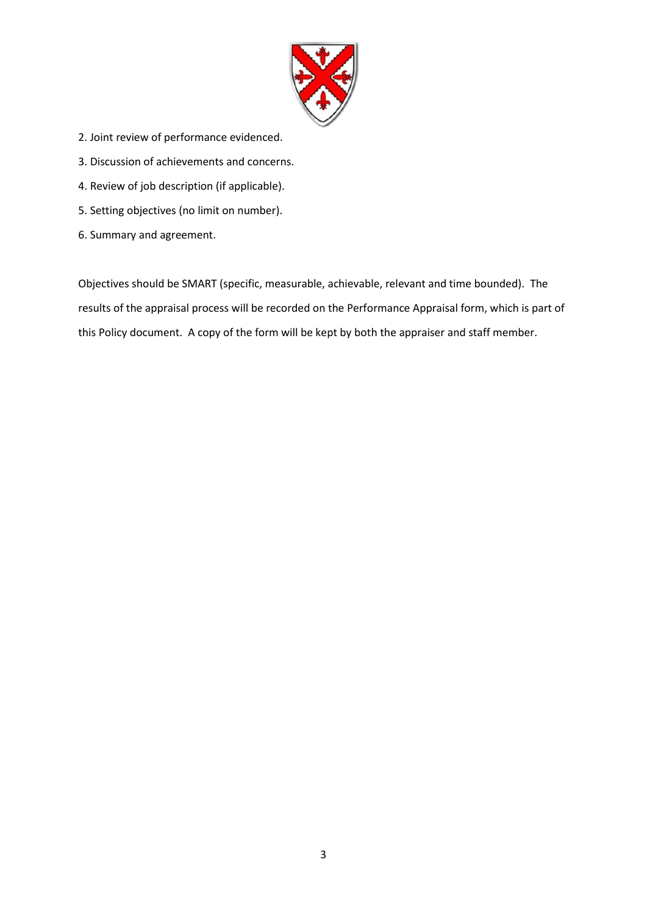2. Joint review of performance evidenced.
3. Discussion of achievements and concerns.
4. Review of job description (if applicable).
5. Setting objectives (no limit on number).
6. Summary and agreement.

Objectives should be SMART (specific, measurable, achievable, relevant and time bounded). The results of the appraisal process will be recorded on the Performance Appraisal form, which is part of this Policy document. A copy of the form will be kept by both the appraiser and staff member.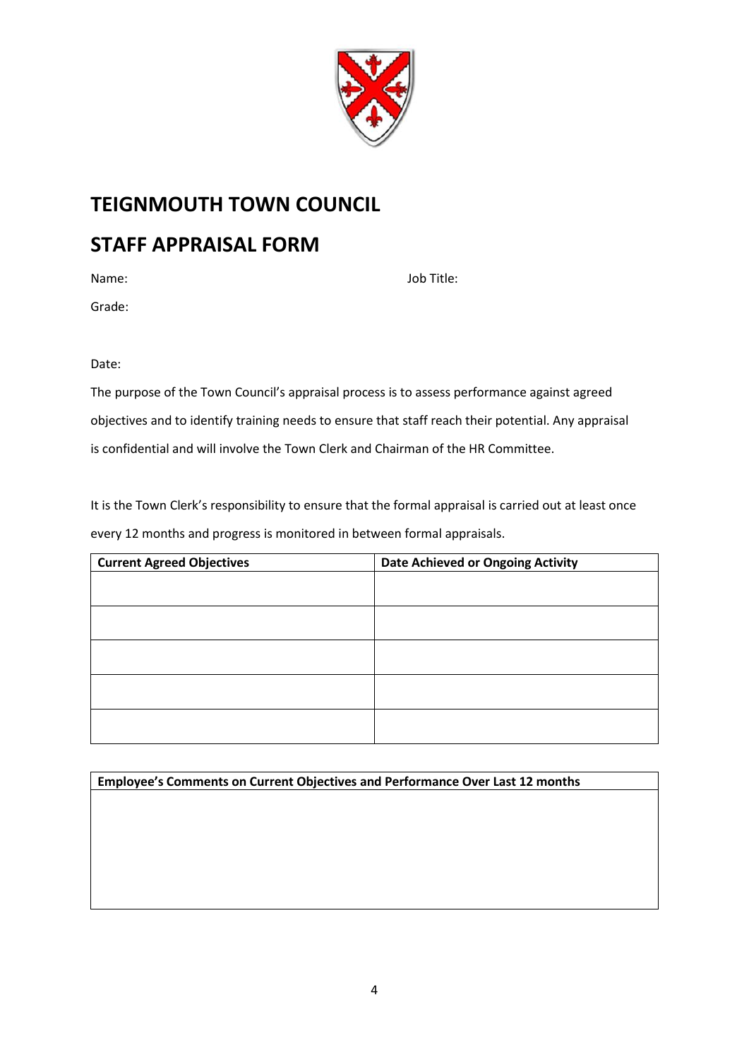# TEIGNMOUTH TOWN COUNCIL

# STAFF APPRAISAL FORM

Name: Job Title:

Grade:

Date:

The purpose of the Town Council's appraisal process is to assess performance against agreed objectives and to identify training needs to ensure that staff reach their potential. Any appraisal is confidential and will involve the Town Clerk and Chairman of the HR Committee.

It is the Town Clerk's responsibility to ensure that the formal appraisal is carried out at least once every 12 months and progress is monitored in between formal appraisals.

| Current Agreed Objectives | Date Achieved or Ongoing Activity |
| --- | --- |
| | |
| | |
| | |
| | |
| | |

| Employee's Comments on Current Objectives and Performance Over Last 12 months |
| --- |
| |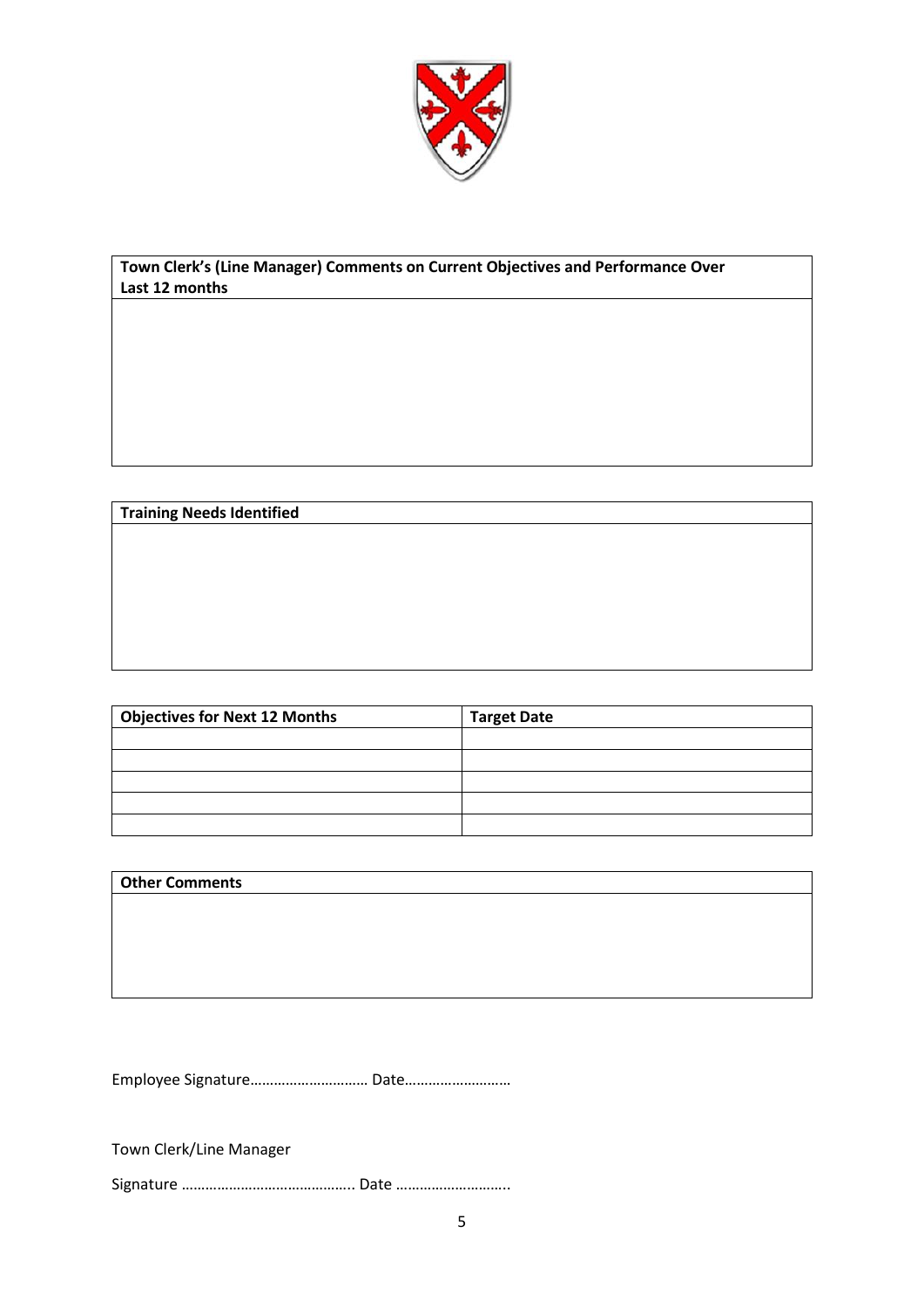| Town Clerk's (Line Manager) Comments on Current Objectives and Performance Over Last 12 months |
| --- |
| |

| Training Needs Identified |
| --- |
| |

| Objectives for Next 12 Months | Target Date |
| --- | --- |
| | |
| | |
| | |
| | |
| | |

| Other Comments |
| --- |
| |

Employee Signature………………………… Date………………………

Town Clerk/Line Manager

Signature …………………………………….. Date ………………………..